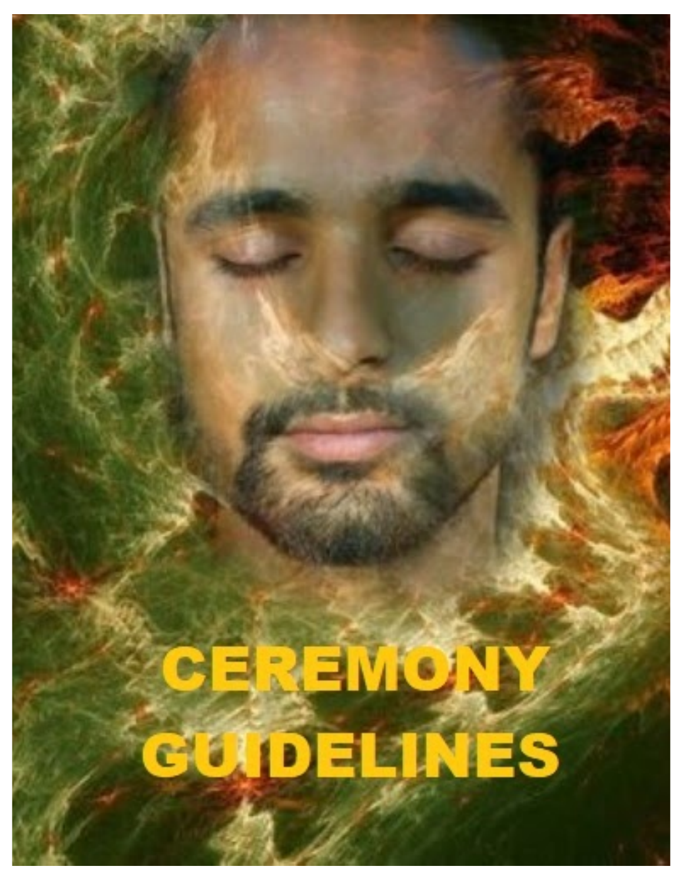# CEREMONY GUIDELINES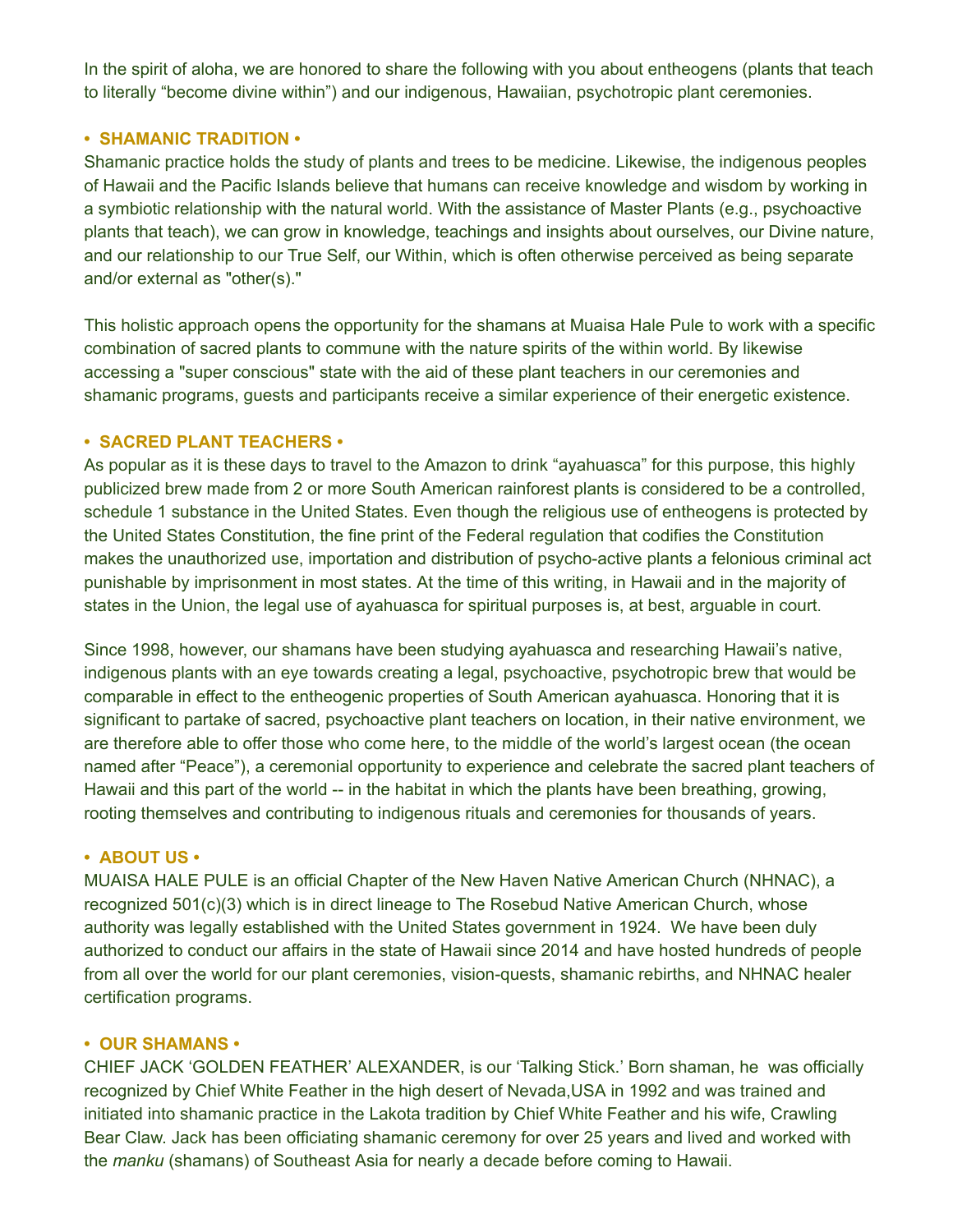In the spirit of aloha, we are honored to share the following with you about entheogens (plants that teach to literally "become divine within") and our indigenous, Hawaiian, psychotropic plant ceremonies.

## • SHAMANIC TRADITION •

Shamanic practice holds the study of plants and trees to be medicine. Likewise, the indigenous peoples of Hawaii and the Pacific Islands believe that humans can receive knowledge and wisdom by working in a symbiotic relationship with the natural world. With the assistance of Master Plants (e.g., psychoactive plants that teach), we can grow in knowledge, teachings and insights about ourselves, our Divine nature, and our relationship to our True Self, our Within, which is often otherwise perceived as being separate and/or external as "other(s)."

This holistic approach opens the opportunity for the shamans at Muaisa Hale Pule to work with a specific combination of sacred plants to commune with the nature spirits of the within world. By likewise accessing a "super conscious" state with the aid of these plant teachers in our ceremonies and shamanic programs, guests and participants receive a similar experience of their energetic existence.

## • SACRED PLANT TEACHERS •

As popular as it is these days to travel to the Amazon to drink "ayahuasca" for this purpose, this highly publicized brew made from 2 or more South American rainforest plants is considered to be a controlled, schedule 1 substance in the United States. Even though the religious use of entheogens is protected by the United States Constitution, the fine print of the Federal regulation that codifies the Constitution makes the unauthorized use, importation and distribution of psycho-active plants a felonious criminal act punishable by imprisonment in most states. At the time of this writing, in Hawaii and in the majority of states in the Union, the legal use of ayahuasca for spiritual purposes is, at best, arguable in court.

Since 1998, however, our shamans have been studying ayahuasca and researching Hawaii's native, indigenous plants with an eye towards creating a legal, psychoactive, psychotropic brew that would be comparable in effect to the entheogenic properties of South American ayahuasca. Honoring that it is significant to partake of sacred, psychoactive plant teachers on location, in their native environment, we are therefore able to offer those who come here, to the middle of the world's largest ocean (the ocean named after "Peace"), a ceremonial opportunity to experience and celebrate the sacred plant teachers of Hawaii and this part of the world -- in the habitat in which the plants have been breathing, growing, rooting themselves and contributing to indigenous rituals and ceremonies for thousands of years.

## • ABOUT US •

MUAISA HALE PULE is an official Chapter of the New Haven Native American Church (NHNAC), a recognized 501(c)(3) which is in direct lineage to The Rosebud Native American Church, whose authority was legally established with the United States government in 1924. We have been duly authorized to conduct our affairs in the state of Hawaii since 2014 and have hosted hundreds of people from all over the world for our plant ceremonies, vision-quests, shamanic rebirths, and NHNAC healer certification programs.

## • OUR SHAMANS •

CHIEF JACK 'GOLDEN FEATHER' ALEXANDER, is our 'Talking Stick.' Born shaman, he was officially recognized by Chief White Feather in the high desert of Nevada,USA in 1992 and was trained and initiated into shamanic practice in the Lakota tradition by Chief White Feather and his wife, Crawling Bear Claw. Jack has been officiating shamanic ceremony for over 25 years and lived and worked with the *manku* (shamans) of Southeast Asia for nearly a decade before coming to Hawaii.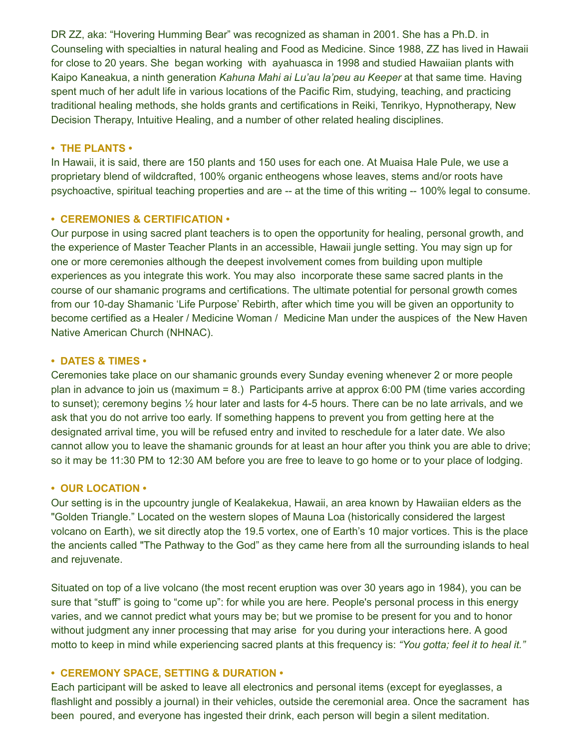DR ZZ, aka: "Hovering Humming Bear" was recognized as shaman in 2001. She has a Ph.D. in Counseling with specialties in natural healing and Food as Medicine. Since 1988, ZZ has lived in Hawaii for close to 20 years. She began working with ayahuasca in 1998 and studied Hawaiian plants with Kaipo Kaneakua, a ninth generation *Kahuna Mahi ai Lu'au la'peu au Keeper* at that same time. Having spent much of her adult life in various locations of the Pacific Rim, studying, teaching, and practicing traditional healing methods, she holds grants and certifications in Reiki, Tenrikyo, Hypnotherapy, New Decision Therapy, Intuitive Healing, and a number of other related healing disciplines.

## • THE PLANTS •

In Hawaii, it is said, there are 150 plants and 150 uses for each one. At Muaisa Hale Pule, we use a proprietary blend of wildcrafted, 100% organic entheogens whose leaves, stems and/or roots have psychoactive, spiritual teaching properties and are -- at the time of this writing -- 100% legal to consume.

## • CEREMONIES & CERTIFICATION •

Our purpose in using sacred plant teachers is to open the opportunity for healing, personal growth, and the experience of Master Teacher Plants in an accessible, Hawaii jungle setting. You may sign up for one or more ceremonies although the deepest involvement comes from building upon multiple experiences as you integrate this work. You may also incorporate these same sacred plants in the course of our shamanic programs and certifications. The ultimate potential for personal growth comes from our 10-day Shamanic 'Life Purpose' Rebirth, after which time you will be given an opportunity to become certified as a Healer / Medicine Woman / Medicine Man under the auspices of the New Haven Native American Church (NHNAC).

## • DATES & TIMES •

Ceremonies take place on our shamanic grounds every Sunday evening whenever 2 or more people plan in advance to join us (maximum = 8.) Participants arrive at approx 6:00 PM (time varies according to sunset); ceremony begins ½ hour later and lasts for 4-5 hours. There can be no late arrivals, and we ask that you do not arrive too early. If something happens to prevent you from getting here at the designated arrival time, you will be refused entry and invited to reschedule for a later date. We also cannot allow you to leave the shamanic grounds for at least an hour after you think you are able to drive; so it may be 11:30 PM to 12:30 AM before you are free to leave to go home or to your place of lodging.

## • OUR LOCATION •

Our setting is in the upcountry jungle of Kealakekua, Hawaii, an area known by Hawaiian elders as the "Golden Triangle." Located on the western slopes of Mauna Loa (historically considered the largest volcano on Earth), we sit directly atop the 19.5 vortex, one of Earth's 10 major vortices. This is the place the ancients called "The Pathway to the God" as they came here from all the surrounding islands to heal and rejuvenate.

Situated on top of a live volcano (the most recent eruption was over 30 years ago in 1984), you can be sure that "stuff" is going to "come up": for while you are here. People's personal process in this energy varies, and we cannot predict what yours may be; but we promise to be present for you and to honor without judgment any inner processing that may arise for you during your interactions here. A good motto to keep in mind while experiencing sacred plants at this frequency is: *"You gotta; feel it to heal it."*

## • CEREMONY SPACE, SETTING & DURATION •

Each participant will be asked to leave all electronics and personal items (except for eyeglasses, a flashlight and possibly a journal) in their vehicles, outside the ceremonial area. Once the sacrament has been poured, and everyone has ingested their drink, each person will begin a silent meditation.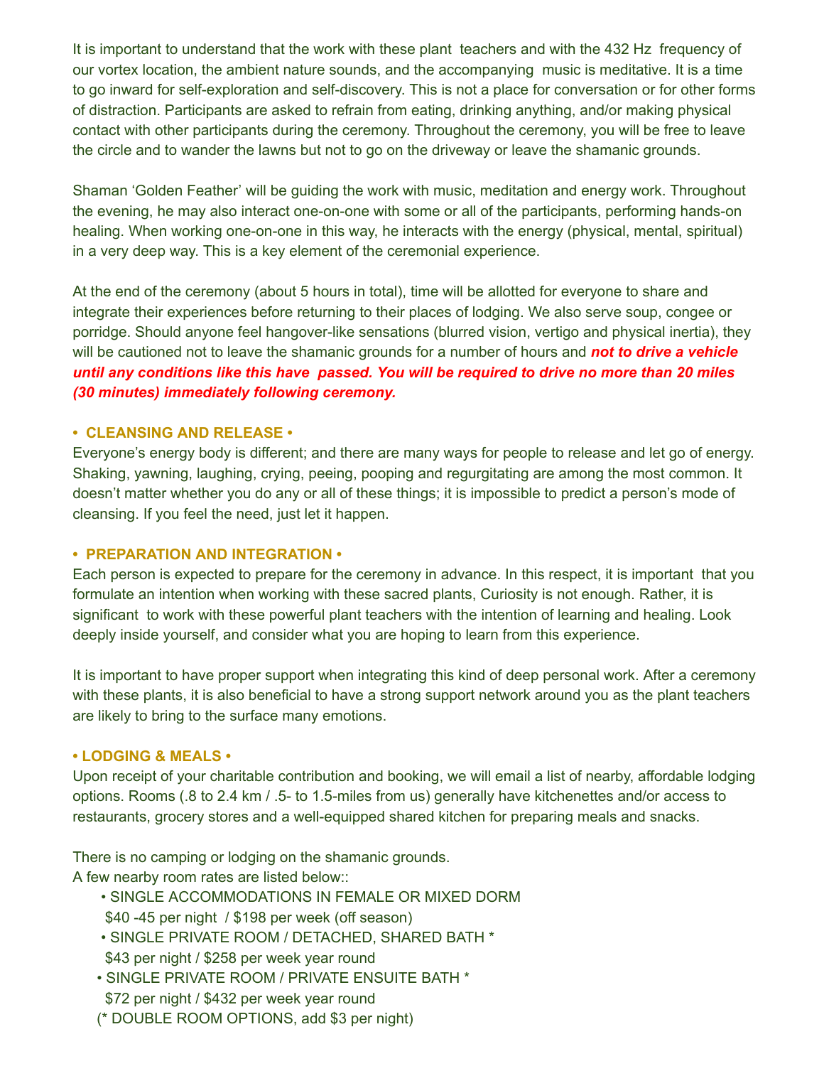It is important to understand that the work with these plant teachers and with the 432 Hz frequency of our vortex location, the ambient nature sounds, and the accompanying music is meditative. It is a time to go inward for self-exploration and self-discovery. This is not a place for conversation or for other forms of distraction. Participants are asked to refrain from eating, drinking anything, and/or making physical contact with other participants during the ceremony. Throughout the ceremony, you will be free to leave the circle and to wander the lawns but not to go on the driveway or leave the shamanic grounds.

Shaman 'Golden Feather' will be guiding the work with music, meditation and energy work. Throughout the evening, he may also interact one-on-one with some or all of the participants, performing hands-on healing. When working one-on-one in this way, he interacts with the energy (physical, mental, spiritual) in a very deep way. This is a key element of the ceremonial experience.

At the end of the ceremony (about 5 hours in total), time will be allotted for everyone to share and integrate their experiences before returning to their places of lodging. We also serve soup, congee or porridge. Should anyone feel hangover-like sensations (blurred vision, vertigo and physical inertia), they will be cautioned not to leave the shamanic grounds for a number of hours and ***not to drive a vehicle until any conditions like this have passed. You will be required to drive no more than 20 miles (30 minutes) immediately following ceremony.***

## • CLEANSING AND RELEASE •

Everyone's energy body is different; and there are many ways for people to release and let go of energy. Shaking, yawning, laughing, crying, peeing, pooping and regurgitating are among the most common. It doesn't matter whether you do any or all of these things; it is impossible to predict a person's mode of cleansing. If you feel the need, just let it happen.

## • PREPARATION AND INTEGRATION •

Each person is expected to prepare for the ceremony in advance. In this respect, it is important that you formulate an intention when working with these sacred plants, Curiosity is not enough. Rather, it is significant to work with these powerful plant teachers with the intention of learning and healing. Look deeply inside yourself, and consider what you are hoping to learn from this experience.

It is important to have proper support when integrating this kind of deep personal work. After a ceremony with these plants, it is also beneficial to have a strong support network around you as the plant teachers are likely to bring to the surface many emotions.

## • LODGING & MEALS •

Upon receipt of your charitable contribution and booking, we will email a list of nearby, affordable lodging options. Rooms (.8 to 2.4 km / .5- to 1.5-miles from us) generally have kitchenettes and/or access to restaurants, grocery stores and a well-equipped shared kitchen for preparing meals and snacks.

There is no camping or lodging on the shamanic grounds.
A few nearby room rates are listed below::

- SINGLE ACCOMMODATIONS IN FEMALE OR MIXED DORM
  $40 -45 per night / $198 per week (off season)
- SINGLE PRIVATE ROOM / DETACHED, SHARED BATH *
  $43 per night / $258 per week year round
- SINGLE PRIVATE ROOM / PRIVATE ENSUITE BATH *
  $72 per night / $432 per week year round

(* DOUBLE ROOM OPTIONS, add $3 per night)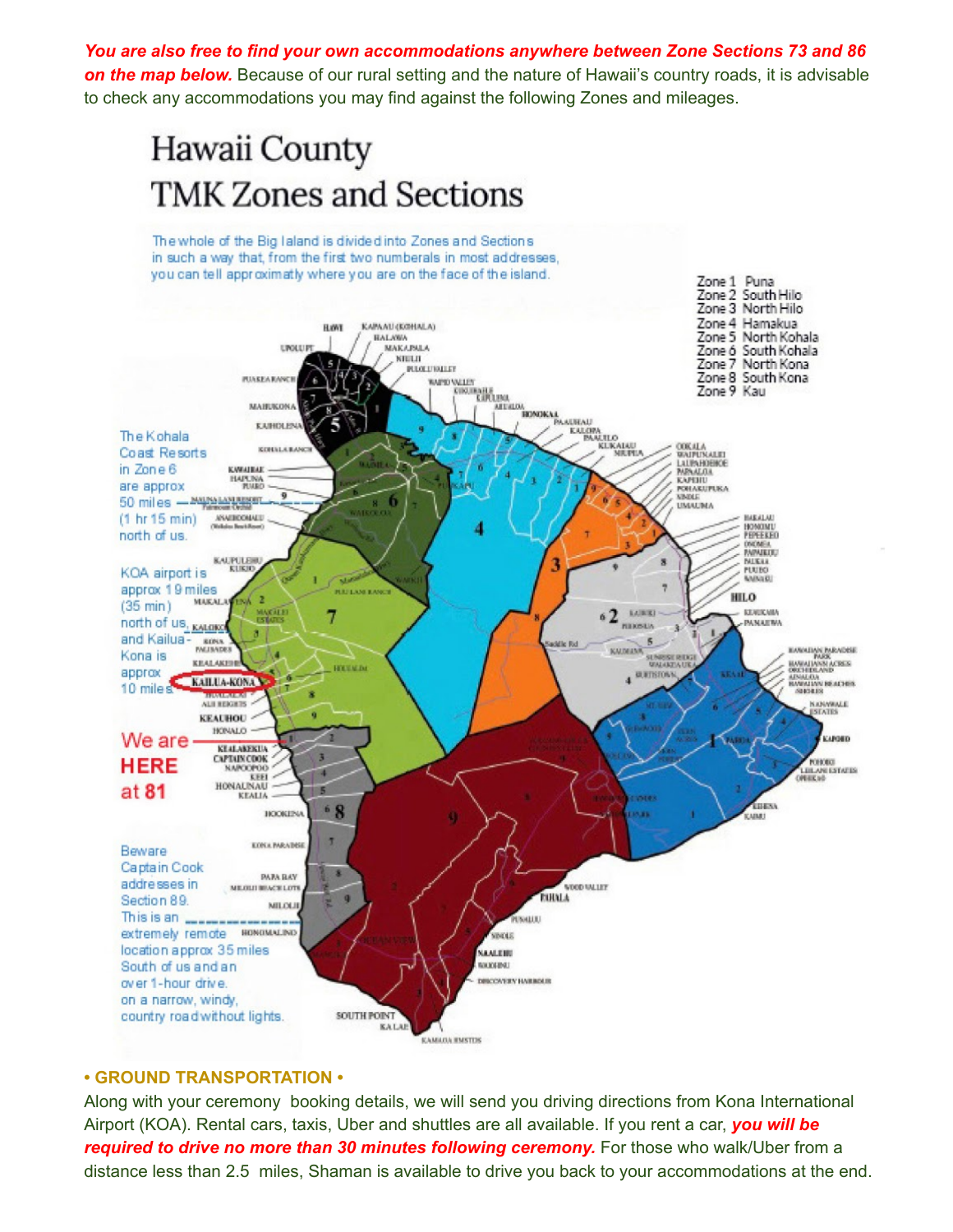***You are also free to find your own accommodations anywhere between Zone Sections 73 and 86 on the map below.*** Because of our rural setting and the nature of Hawaii's country roads, it is advisable to check any accommodations you may find against the following Zones and mileages.

# Hawaii County TMK Zones and Sections

The whole of the Big Island is divided into Zones and Sections in such a way that, from the first two numerals in most addresses, you can tell approximatly where you are on the face of the island.

Zone 1 Puna
Zone 2 South Hilo
Zone 3 North Hilo
Zone 4 Hamakua
Zone 5 North Kohala
Zone 6 South Kohala
Zone 7 North Kona
Zone 8 South Kona
Zone 9 Kau

The Kohala Coast Resorts in Zone 6 are approx 50 miles (1 hr 15 min) north of us.

KOA airport is approx 19 miles (35 min) north of us, and Kailua-Kona is approx 10 miles.

We are HERE at 81

Beware Captain Cook addresses in Section 89. This is an extremely remote location approx 35 miles South of us and an over 1-hour drive. on a narrow, windy, country road without lights.

**• GROUND TRANSPORTATION •**

Along with your ceremony booking details, we will send you driving directions from Kona International Airport (KOA). Rental cars, taxis, Uber and shuttles are all available. If you rent a car, ***you will be required to drive no more than 30 minutes following ceremony.*** For those who walk/Uber from a distance less than 2.5 miles, Shaman is available to drive you back to your accommodations at the end.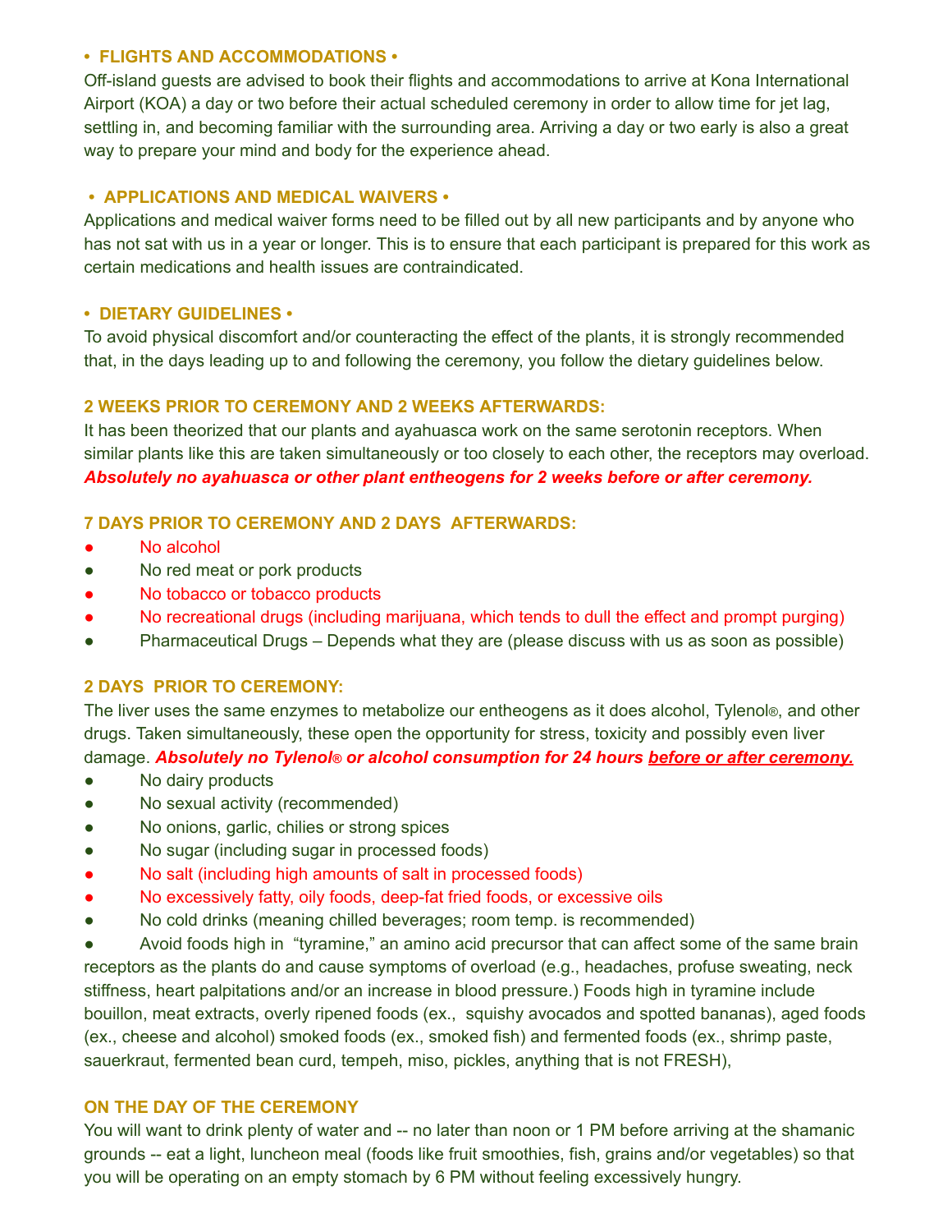## • FLIGHTS AND ACCOMMODATIONS •

Off-island guests are advised to book their flights and accommodations to arrive at Kona International Airport (KOA) a day or two before their actual scheduled ceremony in order to allow time for jet lag, settling in, and becoming familiar with the surrounding area. Arriving a day or two early is also a great way to prepare your mind and body for the experience ahead.

## • APPLICATIONS AND MEDICAL WAIVERS •

Applications and medical waiver forms need to be filled out by all new participants and by anyone who has not sat with us in a year or longer. This is to ensure that each participant is prepared for this work as certain medications and health issues are contraindicated.

## • DIETARY GUIDELINES •

To avoid physical discomfort and/or counteracting the effect of the plants, it is strongly recommended that, in the days leading up to and following the ceremony, you follow the dietary guidelines below.

### 2 WEEKS PRIOR TO CEREMONY AND 2 WEEKS AFTERWARDS:

It has been theorized that our plants and ayahuasca work on the same serotonin receptors. When similar plants like this are taken simultaneously or too closely to each other, the receptors may overload. ***Absolutely no ayahuasca or other plant entheogens for 2 weeks before or after ceremony.***

### 7 DAYS PRIOR TO CEREMONY AND 2 DAYS AFTERWARDS:

- No alcohol
- No red meat or pork products
- No tobacco or tobacco products
- No recreational drugs (including marijuana, which tends to dull the effect and prompt purging)
- Pharmaceutical Drugs – Depends what they are (please discuss with us as soon as possible)

### 2 DAYS PRIOR TO CEREMONY:

The liver uses the same enzymes to metabolize our entheogens as it does alcohol, Tylenol®, and other drugs. Taken simultaneously, these open the opportunity for stress, toxicity and possibly even liver damage. ***Absolutely no Tylenol® or alcohol consumption for 24 hours <u>before or after ceremony.</u>***

- No dairy products
- No sexual activity (recommended)
- No onions, garlic, chilies or strong spices
- No sugar (including sugar in processed foods)
- No salt (including high amounts of salt in processed foods)
- No excessively fatty, oily foods, deep-fat fried foods, or excessive oils
- No cold drinks (meaning chilled beverages; room temp. is recommended)
- Avoid foods high in "tyramine," an amino acid precursor that can affect some of the same brain receptors as the plants do and cause symptoms of overload (e.g., headaches, profuse sweating, neck stiffness, heart palpitations and/or an increase in blood pressure.) Foods high in tyramine include bouillon, meat extracts, overly ripened foods (ex., squishy avocados and spotted bananas), aged foods (ex., cheese and alcohol) smoked foods (ex., smoked fish) and fermented foods (ex., shrimp paste, sauerkraut, fermented bean curd, tempeh, miso, pickles, anything that is not FRESH),

### ON THE DAY OF THE CEREMONY

You will want to drink plenty of water and -- no later than noon or 1 PM before arriving at the shamanic grounds -- eat a light, luncheon meal (foods like fruit smoothies, fish, grains and/or vegetables) so that you will be operating on an empty stomach by 6 PM without feeling excessively hungry.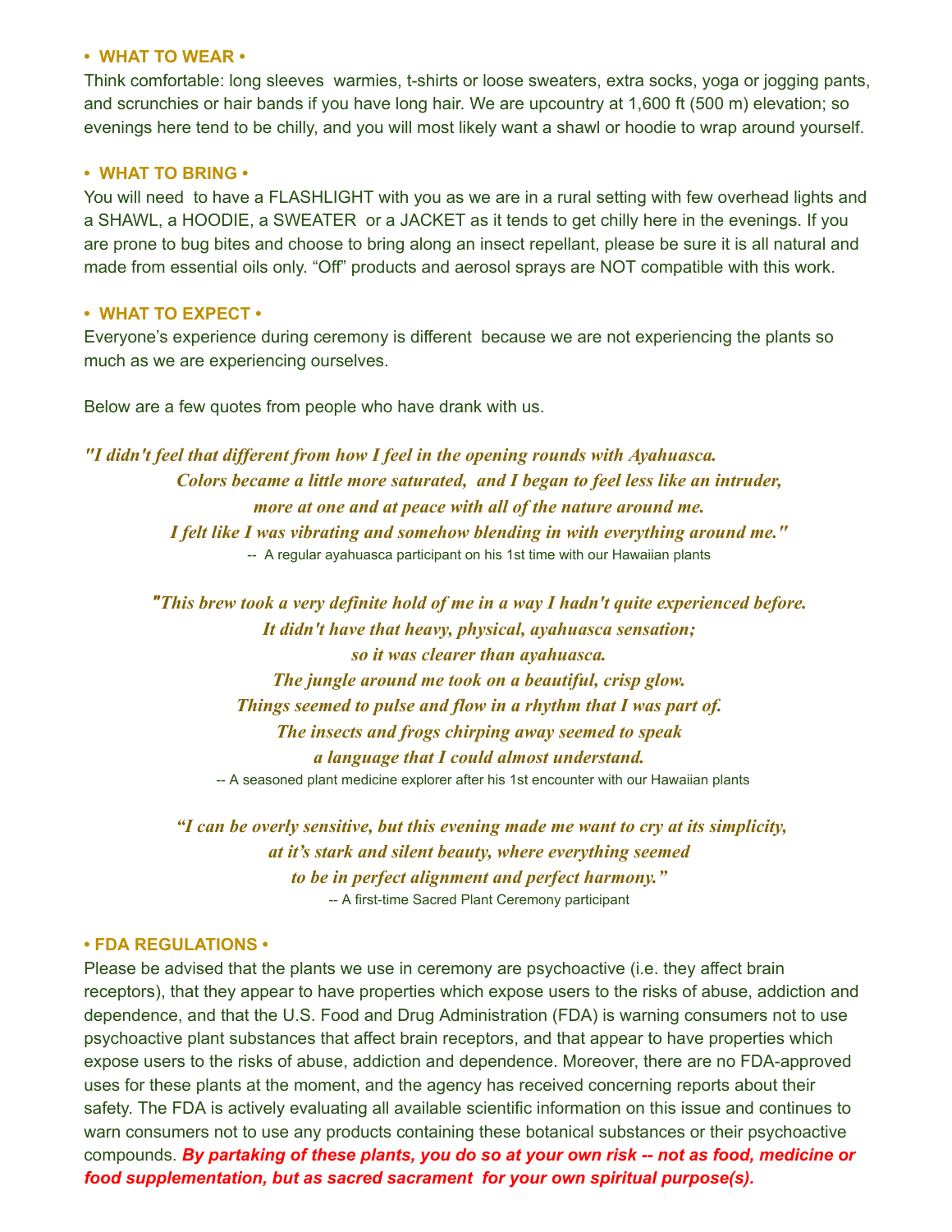## • WHAT TO WEAR •

Think comfortable: long sleeves warmies, t-shirts or loose sweaters, extra socks, yoga or jogging pants, and scrunchies or hair bands if you have long hair. We are upcountry at 1,600 ft (500 m) elevation; so evenings here tend to be chilly, and you will most likely want a shawl or hoodie to wrap around yourself.

## • WHAT TO BRING •

You will need to have a FLASHLIGHT with you as we are in a rural setting with few overhead lights and a SHAWL, a HOODIE, a SWEATER or a JACKET as it tends to get chilly here in the evenings. If you are prone to bug bites and choose to bring along an insect repellant, please be sure it is all natural and made from essential oils only. "Off" products and aerosol sprays are NOT compatible with this work.

## • WHAT TO EXPECT •

Everyone's experience during ceremony is different because we are not experiencing the plants so much as we are experiencing ourselves.

Below are a few quotes from people who have drank with us.

***"I didn't feel that different from how I feel in the opening rounds with Ayahuasca. Colors became a little more saturated, and I began to feel less like an intruder, more at one and at peace with all of the nature around me. I felt like I was vibrating and somehow blending in with everything around me."***

-- A regular ayahuasca participant on his 1st time with our Hawaiian plants

***"This brew took a very definite hold of me in a way I hadn't quite experienced before. It didn't have that heavy, physical, ayahuasca sensation; so it was clearer than ayahuasca. The jungle around me took on a beautiful, crisp glow. Things seemed to pulse and flow in a rhythm that I was part of. The insects and frogs chirping away seemed to speak a language that I could almost understand.***

-- A seasoned plant medicine explorer after his 1st encounter with our Hawaiian plants

***"I can be overly sensitive, but this evening made me want to cry at its simplicity, at it's stark and silent beauty, where everything seemed to be in perfect alignment and perfect harmony."***

-- A first-time Sacred Plant Ceremony participant

## • FDA REGULATIONS •

Please be advised that the plants we use in ceremony are psychoactive (i.e. they affect brain receptors), that they appear to have properties which expose users to the risks of abuse, addiction and dependence, and that the U.S. Food and Drug Administration (FDA) is warning consumers not to use psychoactive plant substances that affect brain receptors, and that appear to have properties which expose users to the risks of abuse, addiction and dependence. Moreover, there are no FDA-approved uses for these plants at the moment, and the agency has received concerning reports about their safety. The FDA is actively evaluating all available scientific information on this issue and continues to warn consumers not to use any products containing these botanical substances or their psychoactive compounds. ***By partaking of these plants, you do so at your own risk -- not as food, medicine or food supplementation, but as sacred sacrament for your own spiritual purpose(s).***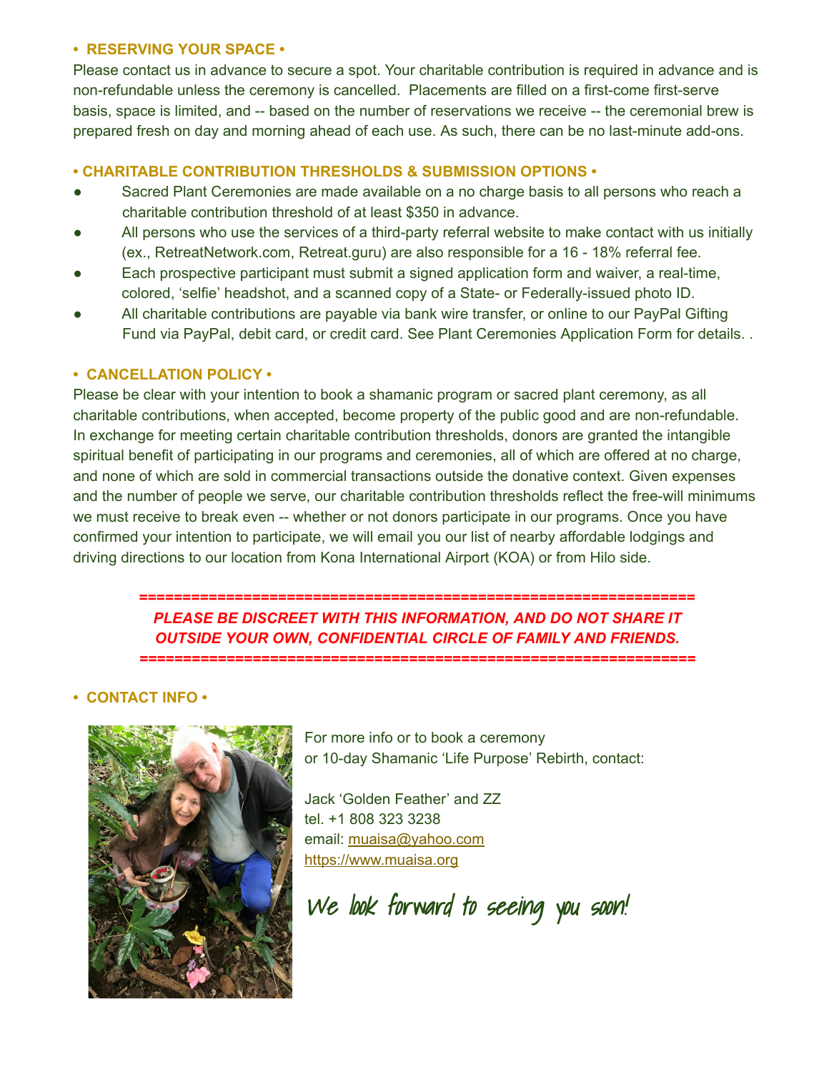**• RESERVING YOUR SPACE •**

Please contact us in advance to secure a spot. Your charitable contribution is required in advance and is non-refundable unless the ceremony is cancelled. Placements are filled on a first-come first-serve basis, space is limited, and -- based on the number of reservations we receive -- the ceremonial brew is prepared fresh on day and morning ahead of each use. As such, there can be no last-minute add-ons.

**• CHARITABLE CONTRIBUTION THRESHOLDS & SUBMISSION OPTIONS •**

- Sacred Plant Ceremonies are made available on a no charge basis to all persons who reach a charitable contribution threshold of at least $350 in advance.
- All persons who use the services of a third-party referral website to make contact with us initially (ex., RetreatNetwork.com, Retreat.guru) are also responsible for a 16 - 18% referral fee.
- Each prospective participant must submit a signed application form and waiver, a real-time, colored, 'selfie' headshot, and a scanned copy of a State- or Federally-issued photo ID.
- All charitable contributions are payable via bank wire transfer, or online to our PayPal Gifting Fund via PayPal, debit card, or credit card. See Plant Ceremonies Application Form for details. .

**• CANCELLATION POLICY •**

Please be clear with your intention to book a shamanic program or sacred plant ceremony, as all charitable contributions, when accepted, become property of the public good and are non-refundable. In exchange for meeting certain charitable contribution thresholds, donors are granted the intangible spiritual benefit of participating in our programs and ceremonies, all of which are offered at no charge, and none of which are sold in commercial transactions outside the donative context. Given expenses and the number of people we serve, our charitable contribution thresholds reflect the free-will minimums we must receive to break even -- whether or not donors participate in our programs. Once you have confirmed your intention to participate, we will email you our list of nearby affordable lodgings and driving directions to our location from Kona International Airport (KOA) or from Hilo side.

=================================================================

***PLEASE BE DISCREET WITH THIS INFORMATION, AND DO NOT SHARE IT OUTSIDE YOUR OWN, CONFIDENTIAL CIRCLE OF FAMILY AND FRIENDS.***

=================================================================

**• CONTACT INFO •**

For more info or to book a ceremony or 10-day Shamanic 'Life Purpose' Rebirth, contact:

Jack 'Golden Feather' and ZZ
tel. +1 808 323 3238
email: muaisa@yahoo.com
https://www.muaisa.org

*We look forward to seeing you soon!*